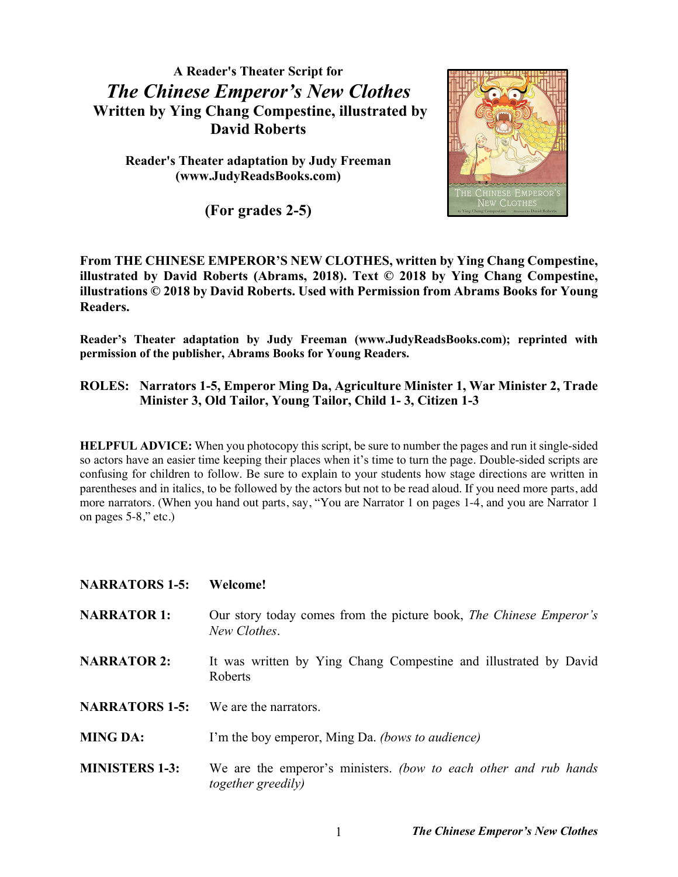**A Reader's Theater Script for**

# *The Chinese Emperor's New Clothes*

**Written by Ying Chang Compestine, illustrated by David Roberts**

**Reader's Theater adaptation by Judy Freeman (www.JudyReadsBooks.com)**

**(For grades 2-5)**

**From THE CHINESE EMPEROR'S NEW CLOTHES, written by Ying Chang Compestine, illustrated by David Roberts (Abrams, 2018). Text © 2018 by Ying Chang Compestine, illustrations © 2018 by David Roberts. Used with Permission from Abrams Books for Young Readers.**

**Reader's Theater adaptation by Judy Freeman (www.JudyReadsBooks.com); reprinted with permission of the publisher, Abrams Books for Young Readers.**

**ROLES: Narrators 1-5, Emperor Ming Da, Agriculture Minister 1, War Minister 2, Trade Minister 3, Old Tailor, Young Tailor, Child 1- 3, Citizen 1-3**

**HELPFUL ADVICE:** When you photocopy this script, be sure to number the pages and run it single-sided so actors have an easier time keeping their places when it's time to turn the page. Double-sided scripts are confusing for children to follow. Be sure to explain to your students how stage directions are written in parentheses and in italics, to be followed by the actors but not to be read aloud. If you need more parts, add more narrators. (When you hand out parts, say, "You are Narrator 1 on pages 1-4, and you are Narrator 1 on pages 5-8," etc.)

**NARRATORS 1-5:** **Welcome!**

**NARRATOR 1:** Our story today comes from the picture book, *The Chinese Emperor's New Clothes*.

**NARRATOR 2:** It was written by Ying Chang Compestine and illustrated by David Roberts

**NARRATORS 1-5:** We are the narrators.

**MING DA:** I'm the boy emperor, Ming Da. *(bows to audience)*

**MINISTERS 1-3:** We are the emperor's ministers. *(bow to each other and rub hands together greedily)*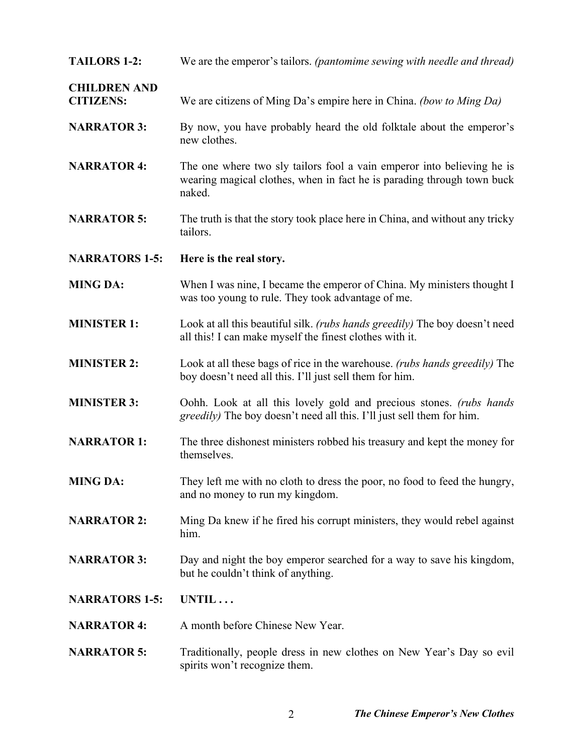**TAILORS 1-2:** We are the emperor's tailors. *(pantomime sewing with needle and thread)*

**CHILDREN AND CITIZENS:** We are citizens of Ming Da's empire here in China. *(bow to Ming Da)*

**NARRATOR 3:** By now, you have probably heard the old folktale about the emperor's new clothes.

**NARRATOR 4:** The one where two sly tailors fool a vain emperor into believing he is wearing magical clothes, when in fact he is parading through town buck naked.

**NARRATOR 5:** The truth is that the story took place here in China, and without any tricky tailors.

**NARRATORS 1-5:** **Here is the real story.**

**MING DA:** When I was nine, I became the emperor of China. My ministers thought I was too young to rule. They took advantage of me.

**MINISTER 1:** Look at all this beautiful silk. *(rubs hands greedily)* The boy doesn't need all this! I can make myself the finest clothes with it.

**MINISTER 2:** Look at all these bags of rice in the warehouse. *(rubs hands greedily)* The boy doesn't need all this. I'll just sell them for him.

**MINISTER 3:** Oohh. Look at all this lovely gold and precious stones. *(rubs hands greedily)* The boy doesn't need all this. I'll just sell them for him.

**NARRATOR 1:** The three dishonest ministers robbed his treasury and kept the money for themselves.

**MING DA:** They left me with no cloth to dress the poor, no food to feed the hungry, and no money to run my kingdom.

**NARRATOR 2:** Ming Da knew if he fired his corrupt ministers, they would rebel against him.

**NARRATOR 3:** Day and night the boy emperor searched for a way to save his kingdom, but he couldn't think of anything.

**NARRATORS 1-5:** **UNTIL . . .**

**NARRATOR 4:** A month before Chinese New Year.

**NARRATOR 5:** Traditionally, people dress in new clothes on New Year's Day so evil spirits won't recognize them.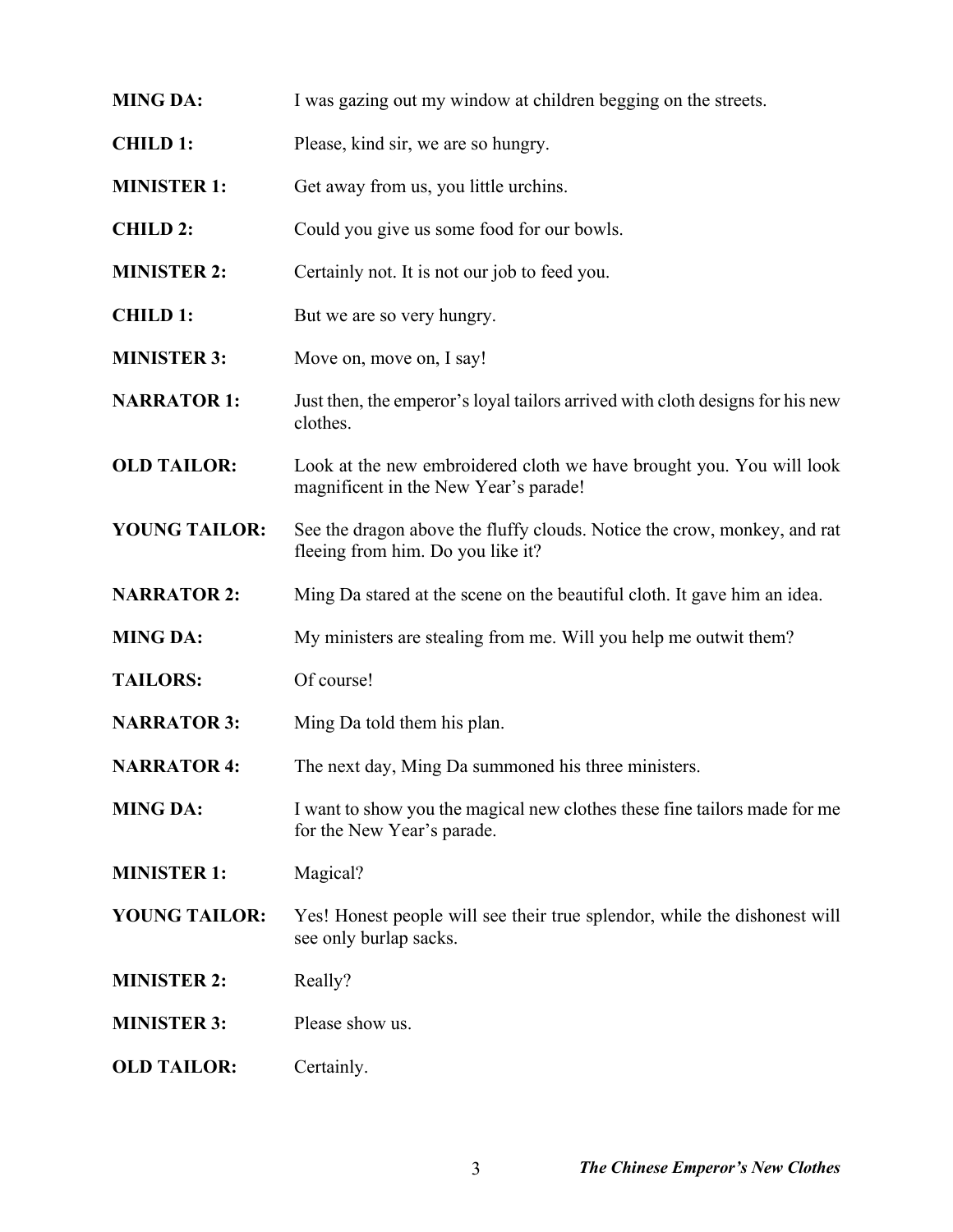**MING DA:** I was gazing out my window at children begging on the streets.

**CHILD 1:** Please, kind sir, we are so hungry.

**MINISTER 1:** Get away from us, you little urchins.

**CHILD 2:** Could you give us some food for our bowls.

**MINISTER 2:** Certainly not. It is not our job to feed you.

**CHILD 1:** But we are so very hungry.

**MINISTER 3:** Move on, move on, I say!

**NARRATOR 1:** Just then, the emperor's loyal tailors arrived with cloth designs for his new clothes.

**OLD TAILOR:** Look at the new embroidered cloth we have brought you. You will look magnificent in the New Year's parade!

**YOUNG TAILOR:** See the dragon above the fluffy clouds. Notice the crow, monkey, and rat fleeing from him. Do you like it?

**NARRATOR 2:** Ming Da stared at the scene on the beautiful cloth. It gave him an idea.

**MING DA:** My ministers are stealing from me. Will you help me outwit them?

**TAILORS:** Of course!

**NARRATOR 3:** Ming Da told them his plan.

**NARRATOR 4:** The next day, Ming Da summoned his three ministers.

**MING DA:** I want to show you the magical new clothes these fine tailors made for me for the New Year's parade.

**MINISTER 1:** Magical?

**YOUNG TAILOR:** Yes! Honest people will see their true splendor, while the dishonest will see only burlap sacks.

**MINISTER 2:** Really?

**MINISTER 3:** Please show us.

**OLD TAILOR:** Certainly.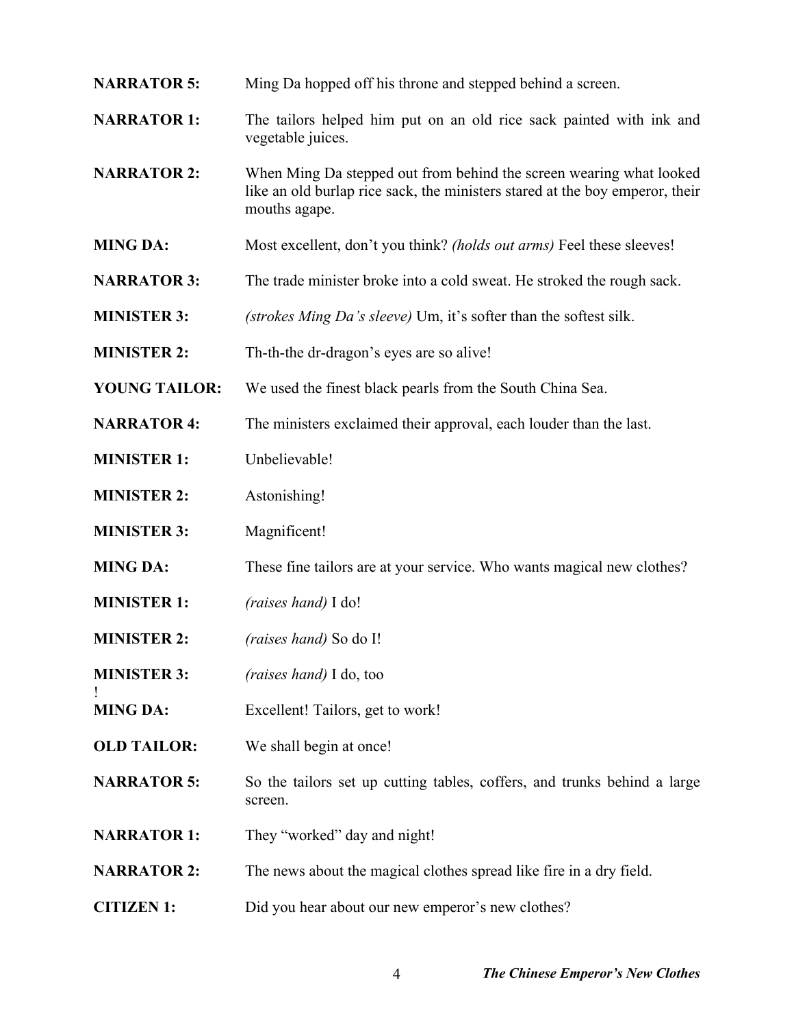**NARRATOR 5:** Ming Da hopped off his throne and stepped behind a screen.

**NARRATOR 1:** The tailors helped him put on an old rice sack painted with ink and vegetable juices.

**NARRATOR 2:** When Ming Da stepped out from behind the screen wearing what looked like an old burlap rice sack, the ministers stared at the boy emperor, their mouths agape.

**MING DA:** Most excellent, don't you think? *(holds out arms)* Feel these sleeves!

**NARRATOR 3:** The trade minister broke into a cold sweat. He stroked the rough sack.

**MINISTER 3:** *(strokes Ming Da's sleeve)* Um, it's softer than the softest silk.

**MINISTER 2:** Th-th-the dr-dragon's eyes are so alive!

**YOUNG TAILOR:** We used the finest black pearls from the South China Sea.

**NARRATOR 4:** The ministers exclaimed their approval, each louder than the last.

**MINISTER 1:** Unbelievable!

**MINISTER 2:** Astonishing!

**MINISTER 3:** Magnificent!

**MING DA:** These fine tailors are at your service. Who wants magical new clothes?

**MINISTER 1:** *(raises hand)* I do!

**MINISTER 2:** *(raises hand)* So do I!

**MINISTER 3:** *(raises hand)* I do, too
!

**MING DA:** Excellent! Tailors, get to work!

**OLD TAILOR:** We shall begin at once!

**NARRATOR 5:** So the tailors set up cutting tables, coffers, and trunks behind a large screen.

**NARRATOR 1:** They "worked" day and night!

**NARRATOR 2:** The news about the magical clothes spread like fire in a dry field.

**CITIZEN 1:** Did you hear about our new emperor's new clothes?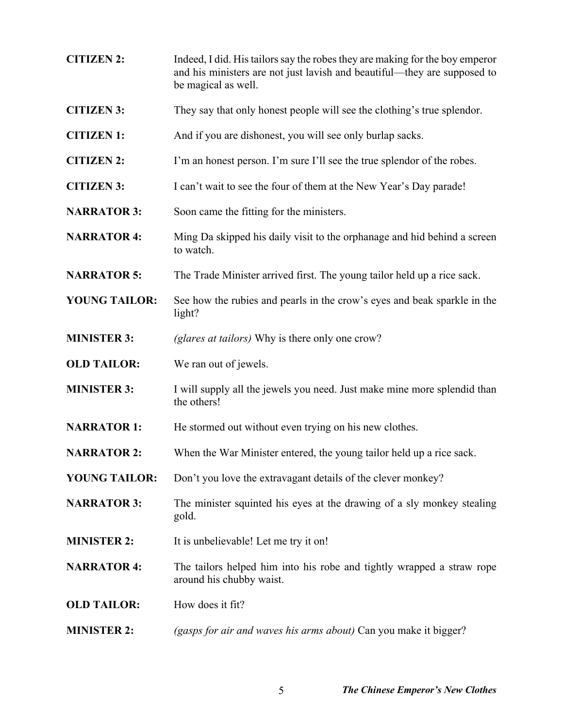**CITIZEN 2:** Indeed, I did. His tailors say the robes they are making for the boy emperor and his ministers are not just lavish and beautiful—they are supposed to be magical as well.

**CITIZEN 3:** They say that only honest people will see the clothing's true splendor.

**CITIZEN 1:** And if you are dishonest, you will see only burlap sacks.

**CITIZEN 2:** I'm an honest person. I'm sure I'll see the true splendor of the robes.

**CITIZEN 3:** I can't wait to see the four of them at the New Year's Day parade!

**NARRATOR 3:** Soon came the fitting for the ministers.

**NARRATOR 4:** Ming Da skipped his daily visit to the orphanage and hid behind a screen to watch.

**NARRATOR 5:** The Trade Minister arrived first. The young tailor held up a rice sack.

**YOUNG TAILOR:** See how the rubies and pearls in the crow's eyes and beak sparkle in the light?

**MINISTER 3:** *(glares at tailors)* Why is there only one crow?

**OLD TAILOR:** We ran out of jewels.

**MINISTER 3:** I will supply all the jewels you need. Just make mine more splendid than the others!

**NARRATOR 1:** He stormed out without even trying on his new clothes.

**NARRATOR 2:** When the War Minister entered, the young tailor held up a rice sack.

**YOUNG TAILOR:** Don't you love the extravagant details of the clever monkey?

**NARRATOR 3:** The minister squinted his eyes at the drawing of a sly monkey stealing gold.

**MINISTER 2:** It is unbelievable! Let me try it on!

**NARRATOR 4:** The tailors helped him into his robe and tightly wrapped a straw rope around his chubby waist.

**OLD TAILOR:** How does it fit?

**MINISTER 2:** *(gasps for air and waves his arms about)* Can you make it bigger?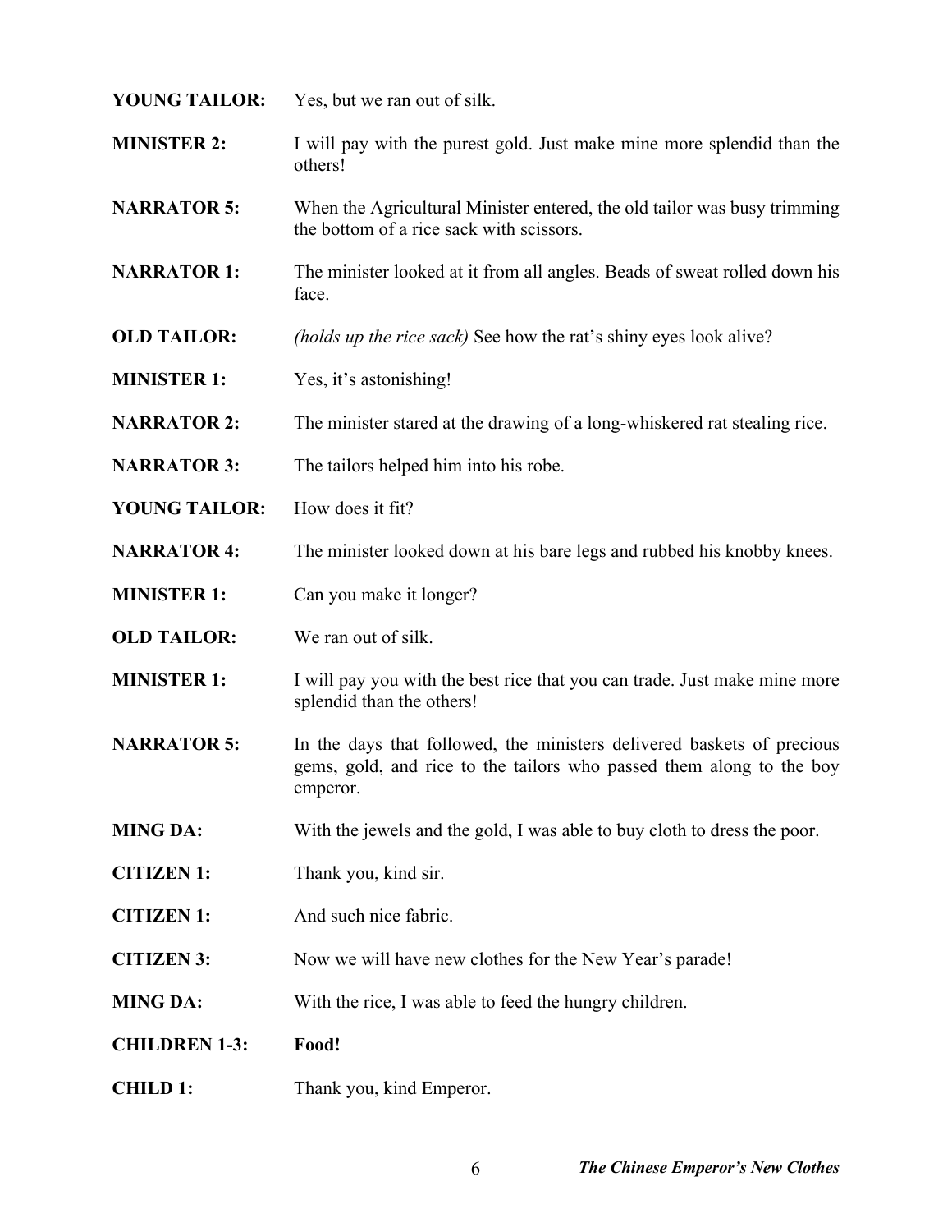**YOUNG TAILOR:** Yes, but we ran out of silk.

**MINISTER 2:** I will pay with the purest gold. Just make mine more splendid than the others!

**NARRATOR 5:** When the Agricultural Minister entered, the old tailor was busy trimming the bottom of a rice sack with scissors.

**NARRATOR 1:** The minister looked at it from all angles. Beads of sweat rolled down his face.

**OLD TAILOR:** *(holds up the rice sack)* See how the rat's shiny eyes look alive?

**MINISTER 1:** Yes, it's astonishing!

**NARRATOR 2:** The minister stared at the drawing of a long-whiskered rat stealing rice.

**NARRATOR 3:** The tailors helped him into his robe.

**YOUNG TAILOR:** How does it fit?

**NARRATOR 4:** The minister looked down at his bare legs and rubbed his knobby knees.

**MINISTER 1:** Can you make it longer?

**OLD TAILOR:** We ran out of silk.

**MINISTER 1:** I will pay you with the best rice that you can trade. Just make mine more splendid than the others!

**NARRATOR 5:** In the days that followed, the ministers delivered baskets of precious gems, gold, and rice to the tailors who passed them along to the boy emperor.

**MING DA:** With the jewels and the gold, I was able to buy cloth to dress the poor.

**CITIZEN 1:** Thank you, kind sir.

**CITIZEN 1:** And such nice fabric.

**CITIZEN 3:** Now we will have new clothes for the New Year's parade!

**MING DA:** With the rice, I was able to feed the hungry children.

**CHILDREN 1-3:** **Food!**

**CHILD 1:** Thank you, kind Emperor.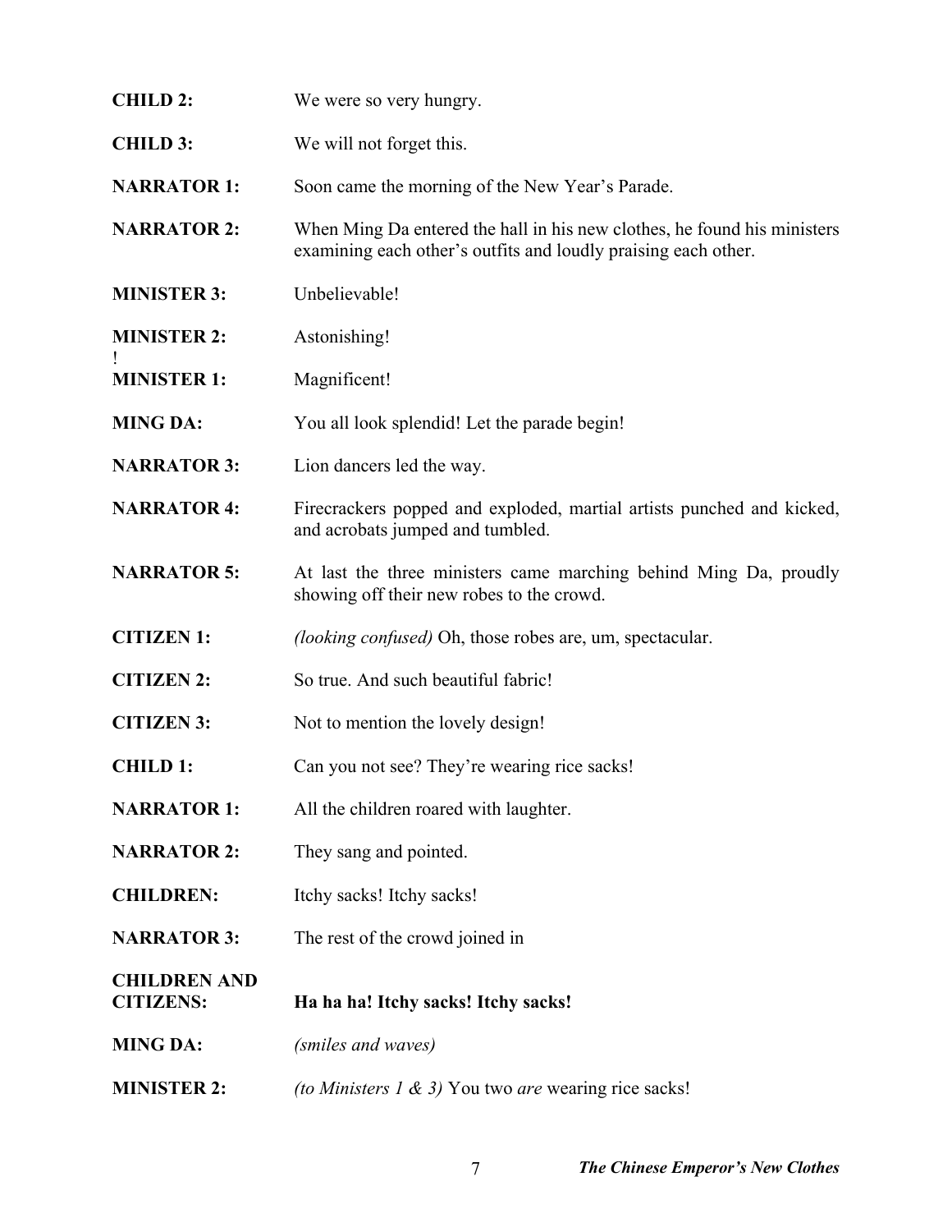**CHILD 2:** We were so very hungry.

**CHILD 3:** We will not forget this.

**NARRATOR 1:** Soon came the morning of the New Year's Parade.

**NARRATOR 2:** When Ming Da entered the hall in his new clothes, he found his ministers examining each other's outfits and loudly praising each other.

**MINISTER 3:** Unbelievable!

**MINISTER 2:** Astonishing!

!

**MINISTER 1:** Magnificent!

**MING DA:** You all look splendid! Let the parade begin!

**NARRATOR 3:** Lion dancers led the way.

**NARRATOR 4:** Firecrackers popped and exploded, martial artists punched and kicked, and acrobats jumped and tumbled.

**NARRATOR 5:** At last the three ministers came marching behind Ming Da, proudly showing off their new robes to the crowd.

**CITIZEN 1:** *(looking confused)* Oh, those robes are, um, spectacular.

**CITIZEN 2:** So true. And such beautiful fabric!

**CITIZEN 3:** Not to mention the lovely design!

**CHILD 1:** Can you not see? They're wearing rice sacks!

**NARRATOR 1:** All the children roared with laughter.

**NARRATOR 2:** They sang and pointed.

**CHILDREN:** Itchy sacks! Itchy sacks!

**NARRATOR 3:** The rest of the crowd joined in

**CHILDREN AND CITIZENS:** **Ha ha ha! Itchy sacks! Itchy sacks!**

**MING DA:** *(smiles and waves)*

**MINISTER 2:** *(to Ministers 1 & 3)* You two *are* wearing rice sacks!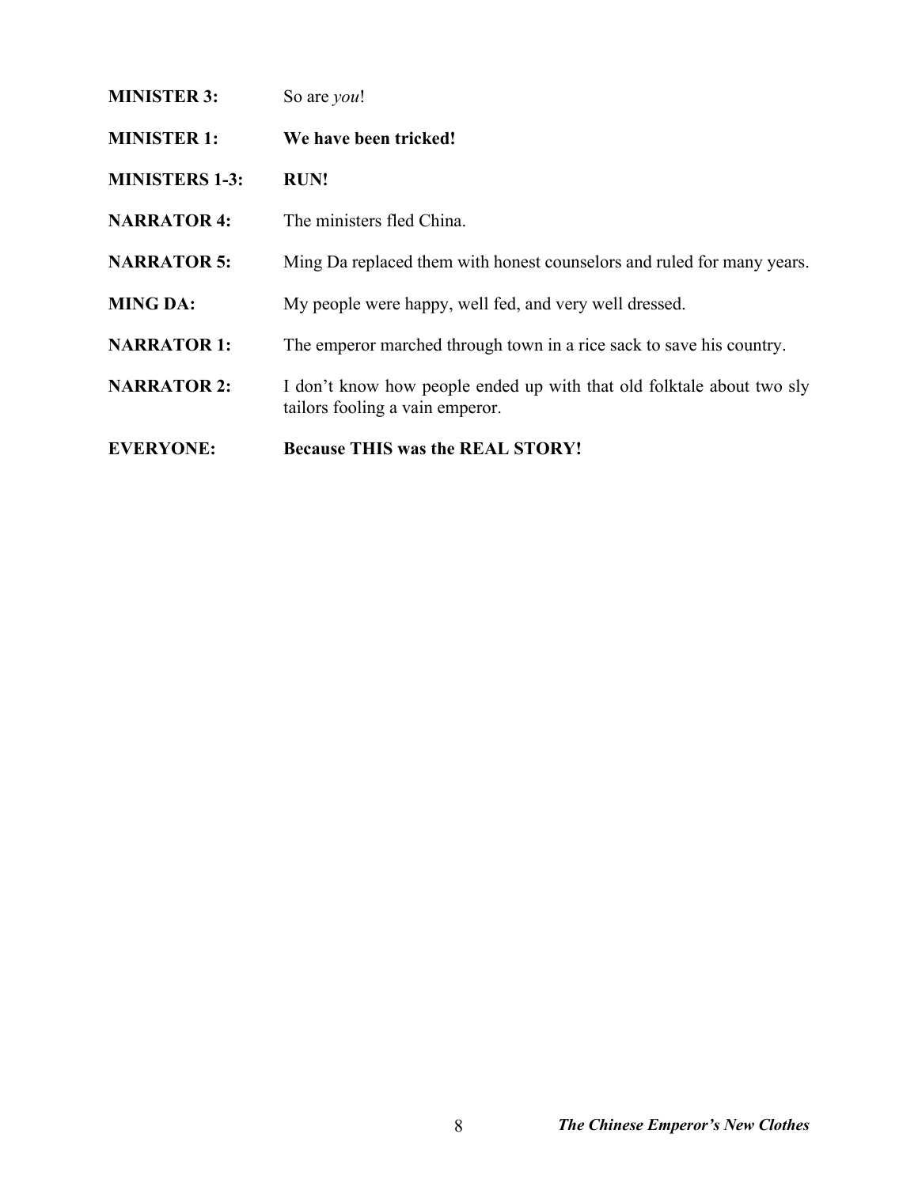**MINISTER 3:** So are *you*!

**MINISTER 1:** **We have been tricked!**

**MINISTERS 1-3:** **RUN!**

**NARRATOR 4:** The ministers fled China.

**NARRATOR 5:** Ming Da replaced them with honest counselors and ruled for many years.

**MING DA:** My people were happy, well fed, and very well dressed.

**NARRATOR 1:** The emperor marched through town in a rice sack to save his country.

**NARRATOR 2:** I don't know how people ended up with that old folktale about two sly tailors fooling a vain emperor.

**EVERYONE:** **Because THIS was the REAL STORY!**